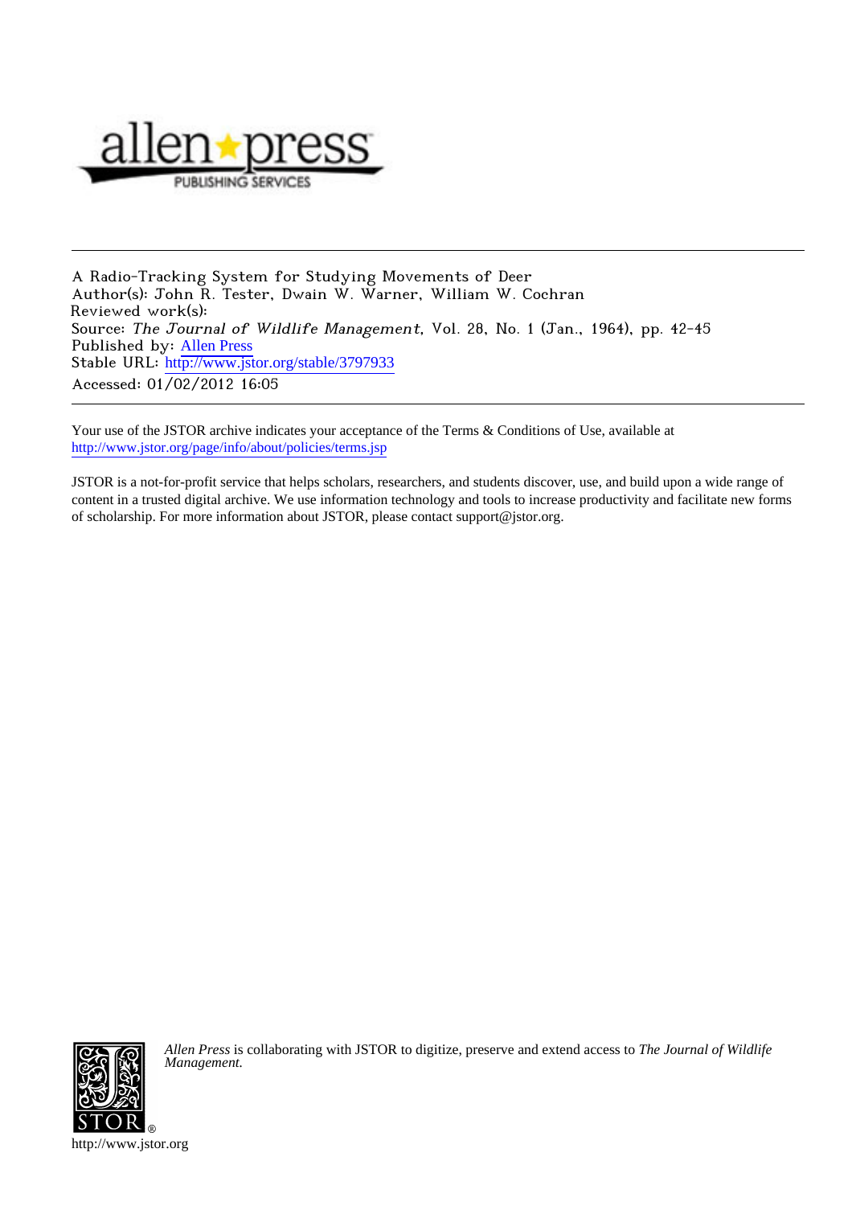A Radio-Tracking System for Studying Movements of Deer
Author(s): John R. Tester, Dwain W. Warner, William W. Cochran
Reviewed work(s):
Source: *The Journal of Wildlife Management*, Vol. 28, No. 1 (Jan., 1964), pp. 42-45
Published by: Allen Press
Stable URL: http://www.jstor.org/stable/3797933
Accessed: 01/02/2012 16:05

Your use of the JSTOR archive indicates your acceptance of the Terms & Conditions of Use, available at http://www.jstor.org/page/info/about/policies/terms.jsp

JSTOR is a not-for-profit service that helps scholars, researchers, and students discover, use, and build upon a wide range of content in a trusted digital archive. We use information technology and tools to increase productivity and facilitate new forms of scholarship. For more information about JSTOR, please contact support@jstor.org.

*Allen Press* is collaborating with JSTOR to digitize, preserve and extend access to *The Journal of Wildlife Management.*

http://www.jstor.org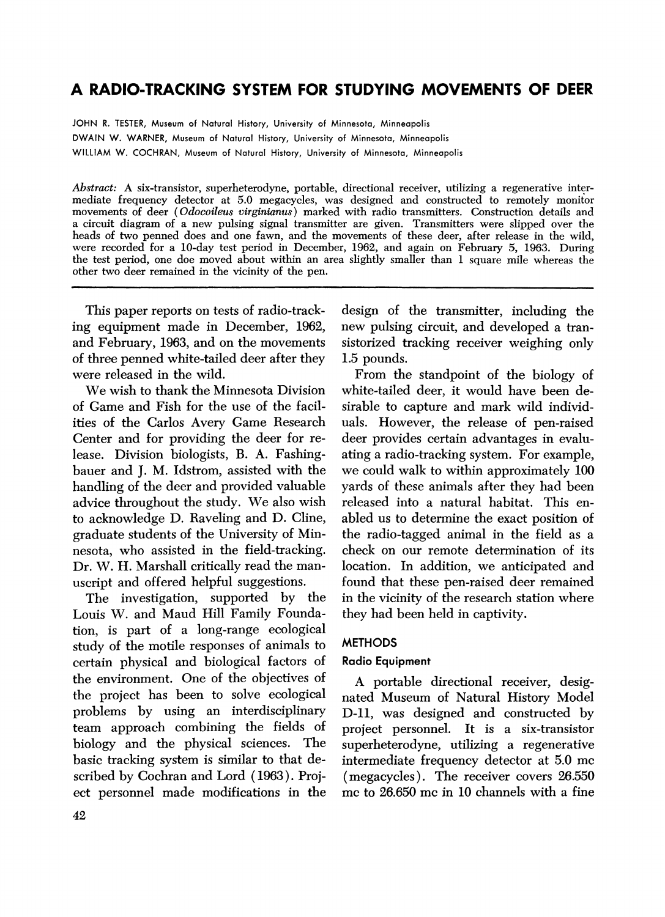# A RADIO-TRACKING SYSTEM FOR STUDYING MOVEMENTS OF DEER

JOHN R. TESTER, Museum of Natural History, University of Minnesota, Minneapolis
DWAIN W. WARNER, Museum of Natural History, University of Minnesota, Minneapolis
WILLIAM W. COCHRAN, Museum of Natural History, University of Minnesota, Minneapolis

*Abstract:* A six-transistor, superheterodyne, portable, directional receiver, utilizing a regenerative intermediate frequency detector at 5.0 megacycles, was designed and constructed to remotely monitor movements of deer (*Odocoileus virginianus*) marked with radio transmitters. Construction details and a circuit diagram of a new pulsing signal transmitter are given. Transmitters were slipped over the heads of two penned does and one fawn, and the movements of these deer, after release in the wild, were recorded for a 10-day test period in December, 1962, and again on February 5, 1963. During the test period, one doe moved about within an area slightly smaller than 1 square mile whereas the other two deer remained in the vicinity of the pen.

This paper reports on tests of radio-tracking equipment made in December, 1962, and February, 1963, and on the movements of three penned white-tailed deer after they were released in the wild.

We wish to thank the Minnesota Division of Game and Fish for the use of the facilities of the Carlos Avery Game Research Center and for providing the deer for release. Division biologists, B. A. Fashingbauer and J. M. Idstrom, assisted with the handling of the deer and provided valuable advice throughout the study. We also wish to acknowledge D. Raveling and D. Cline, graduate students of the University of Minnesota, who assisted in the field-tracking. Dr. W. H. Marshall critically read the manuscript and offered helpful suggestions.

The investigation, supported by the Louis W. and Maud Hill Family Foundation, is part of a long-range ecological study of the motile responses of animals to certain physical and biological factors of the environment. One of the objectives of the project has been to solve ecological problems by using an interdisciplinary team approach combining the fields of biology and the physical sciences. The basic tracking system is similar to that described by Cochran and Lord (1963). Project personnel made modifications in the design of the transmitter, including the new pulsing circuit, and developed a transistorized tracking receiver weighing only 1.5 pounds.

From the standpoint of the biology of white-tailed deer, it would have been desirable to capture and mark wild individuals. However, the release of pen-raised deer provides certain advantages in evaluating a radio-tracking system. For example, we could walk to within approximately 100 yards of these animals after they had been released into a natural habitat. This enabled us to determine the exact position of the radio-tagged animal in the field as a check on our remote determination of its location. In addition, we anticipated and found that these pen-raised deer remained in the vicinity of the research station where they had been held in captivity.

## METHODS

### Radio Equipment

A portable directional receiver, designated Museum of Natural History Model D-11, was designed and constructed by project personnel. It is a six-transistor superheterodyne, utilizing a regenerative intermediate frequency detector at 5.0 mc (megacycles). The receiver covers 26.550 mc to 26.650 mc in 10 channels with a fine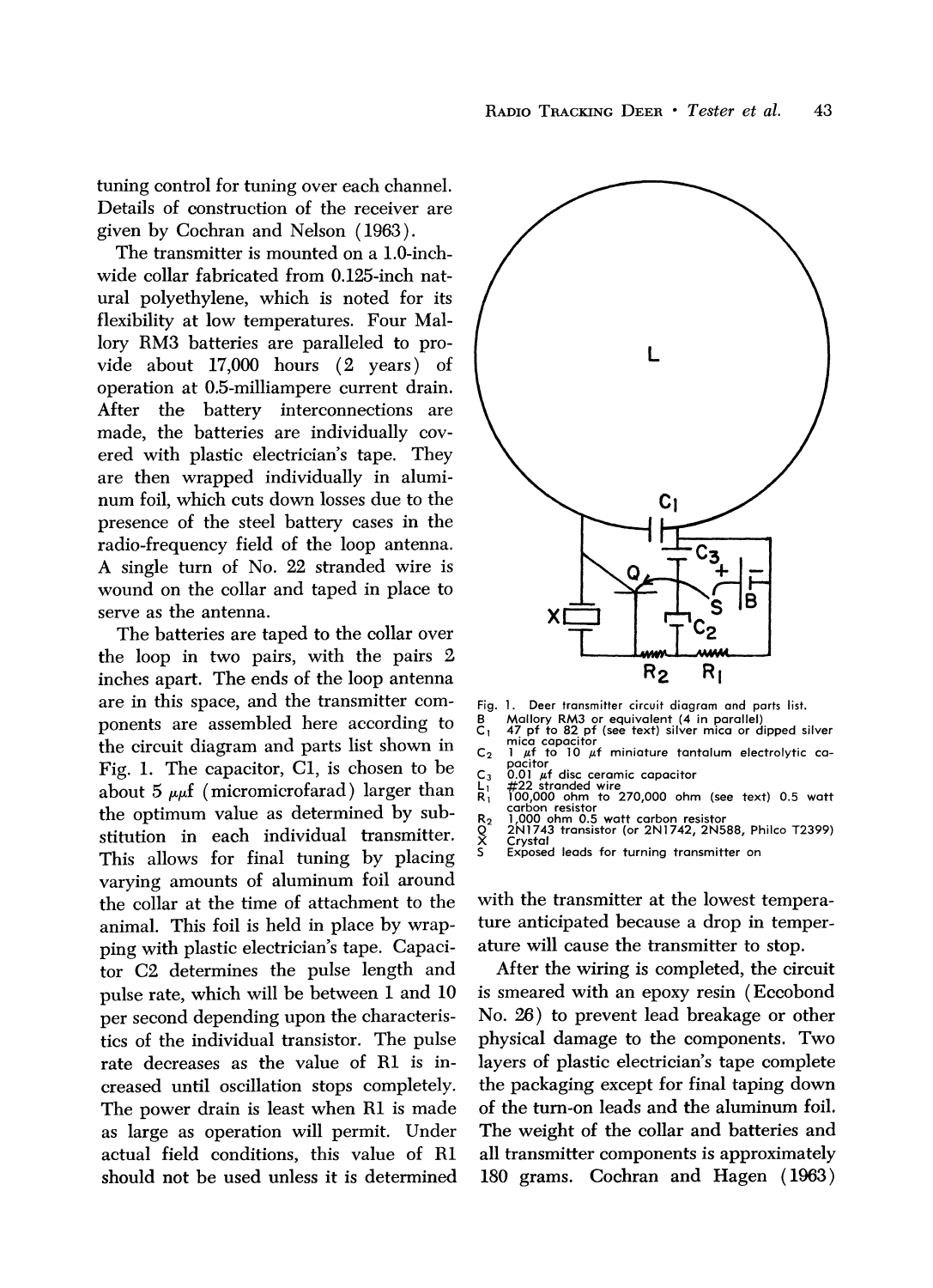tuning control for tuning over each channel. Details of construction of the receiver are given by Cochran and Nelson (1963).

The transmitter is mounted on a 1.0-inch-wide collar fabricated from 0.125-inch natural polyethylene, which is noted for its flexibility at low temperatures. Four Mallory RM3 batteries are paralleled to provide about 17,000 hours (2 years) of operation at 0.5-milliampere current drain. After the battery interconnections are made, the batteries are individually covered with plastic electrician's tape. They are then wrapped individually in aluminum foil, which cuts down losses due to the presence of the steel battery cases in the radio-frequency field of the loop antenna. A single turn of No. 22 stranded wire is wound on the collar and taped in place to serve as the antenna.

The batteries are taped to the collar over the loop in two pairs, with the pairs 2 inches apart. The ends of the loop antenna are in this space, and the transmitter components are assembled here according to the circuit diagram and parts list shown in Fig. 1. The capacitor, C1, is chosen to be about 5 $\mu\mu$f (micromicrofarad) larger than the optimum value as determined by substitution in each individual transmitter. This allows for final tuning by placing varying amounts of aluminum foil around the collar at the time of attachment to the animal. This foil is held in place by wrapping with plastic electrician's tape. Capacitor C2 determines the pulse length and pulse rate, which will be between 1 and 10 per second depending upon the characteristics of the individual transistor. The pulse rate decreases as the value of R1 is increased until oscillation stops completely. The power drain is least when R1 is made as large as operation will permit. Under actual field conditions, this value of R1 should not be used unless it is determined with the transmitter at the lowest temperature anticipated because a drop in temperature will cause the transmitter to stop.

Fig. 1. Deer transmitter circuit diagram and parts list.

- B Mallory RM3 or equivalent (4 in parallel)
- $C_1$ 47 pf to 82 pf (see text) silver mica or dipped silver mica capacitor
- $C_2$ 1 $\mu$f to 10 $\mu$f miniature tantalum electrolytic capacitor
- $C_3$ 0.01 $\mu$f disc ceramic capacitor
- $L_1$ #22 stranded wire
- $R_1$ 100,000 ohm to 270,000 ohm (see text) 0.5 watt carbon resistor
- $R_2$ 1,000 ohm 0.5 watt carbon resistor
- Q 2N1743 transistor (or 2N1742, 2N588, Philco T2399)
- X Crystal
- S Exposed leads for turning transmitter on

After the wiring is completed, the circuit is smeared with an epoxy resin (Eccobond No. 26) to prevent lead breakage or other physical damage to the components. Two layers of plastic electrician's tape complete the packaging except for final taping down of the turn-on leads and the aluminum foil. The weight of the collar and batteries and all transmitter components is approximately 180 grams. Cochran and Hagen (1963)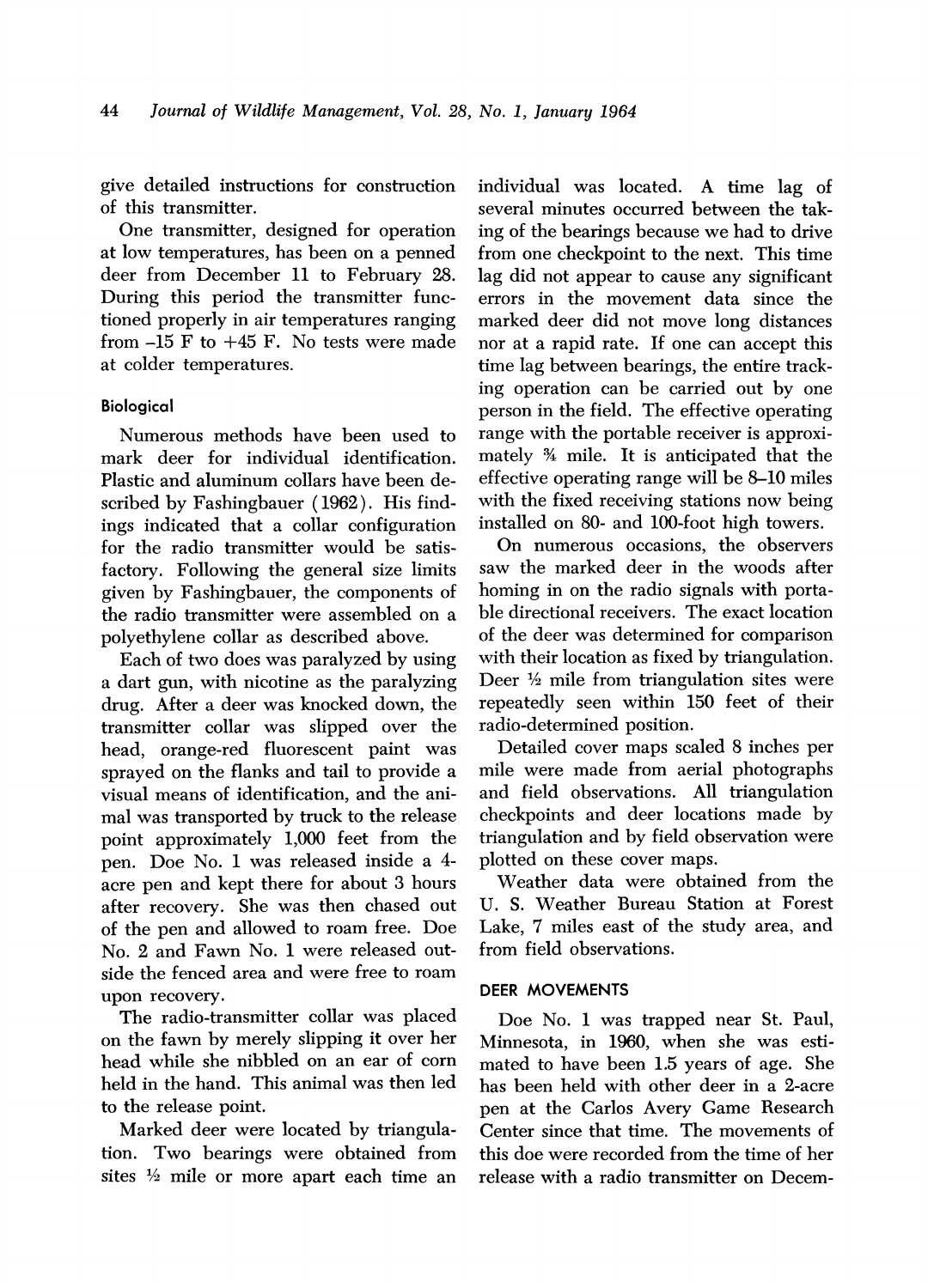give detailed instructions for construction of this transmitter.

One transmitter, designed for operation at low temperatures, has been on a penned deer from December 11 to February 28. During this period the transmitter functioned properly in air temperatures ranging from –15 F to +45 F. No tests were made at colder temperatures.

### Biological

Numerous methods have been used to mark deer for individual identification. Plastic and aluminum collars have been described by Fashingbauer (1962). His findings indicated that a collar configuration for the radio transmitter would be satisfactory. Following the general size limits given by Fashingbauer, the components of the radio transmitter were assembled on a polyethylene collar as described above.

Each of two does was paralyzed by using a dart gun, with nicotine as the paralyzing drug. After a deer was knocked down, the transmitter collar was slipped over the head, orange-red fluorescent paint was sprayed on the flanks and tail to provide a visual means of identification, and the animal was transported by truck to the release point approximately 1,000 feet from the pen. Doe No. 1 was released inside a 4-acre pen and kept there for about 3 hours after recovery. She was then chased out of the pen and allowed to roam free. Doe No. 2 and Fawn No. 1 were released outside the fenced area and were free to roam upon recovery.

The radio-transmitter collar was placed on the fawn by merely slipping it over her head while she nibbled on an ear of corn held in the hand. This animal was then led to the release point.

Marked deer were located by triangulation. Two bearings were obtained from sites ½ mile or more apart each time an individual was located. A time lag of several minutes occurred between the taking of the bearings because we had to drive from one checkpoint to the next. This time lag did not appear to cause any significant errors in the movement data since the marked deer did not move long distances nor at a rapid rate. If one can accept this time lag between bearings, the entire tracking operation can be carried out by one person in the field. The effective operating range with the portable receiver is approximately ¾ mile. It is anticipated that the effective operating range will be 8–10 miles with the fixed receiving stations now being installed on 80- and 100-foot high towers.

On numerous occasions, the observers saw the marked deer in the woods after homing in on the radio signals with portable directional receivers. The exact location of the deer was determined for comparison with their location as fixed by triangulation. Deer ½ mile from triangulation sites were repeatedly seen within 150 feet of their radio-determined position.

Detailed cover maps scaled 8 inches per mile were made from aerial photographs and field observations. All triangulation checkpoints and deer locations made by triangulation and by field observation were plotted on these cover maps.

Weather data were obtained from the U. S. Weather Bureau Station at Forest Lake, 7 miles east of the study area, and from field observations.

## DEER MOVEMENTS

Doe No. 1 was trapped near St. Paul, Minnesota, in 1960, when she was estimated to have been 1.5 years of age. She has been held with other deer in a 2-acre pen at the Carlos Avery Game Research Center since that time. The movements of this doe were recorded from the time of her release with a radio transmitter on Decem-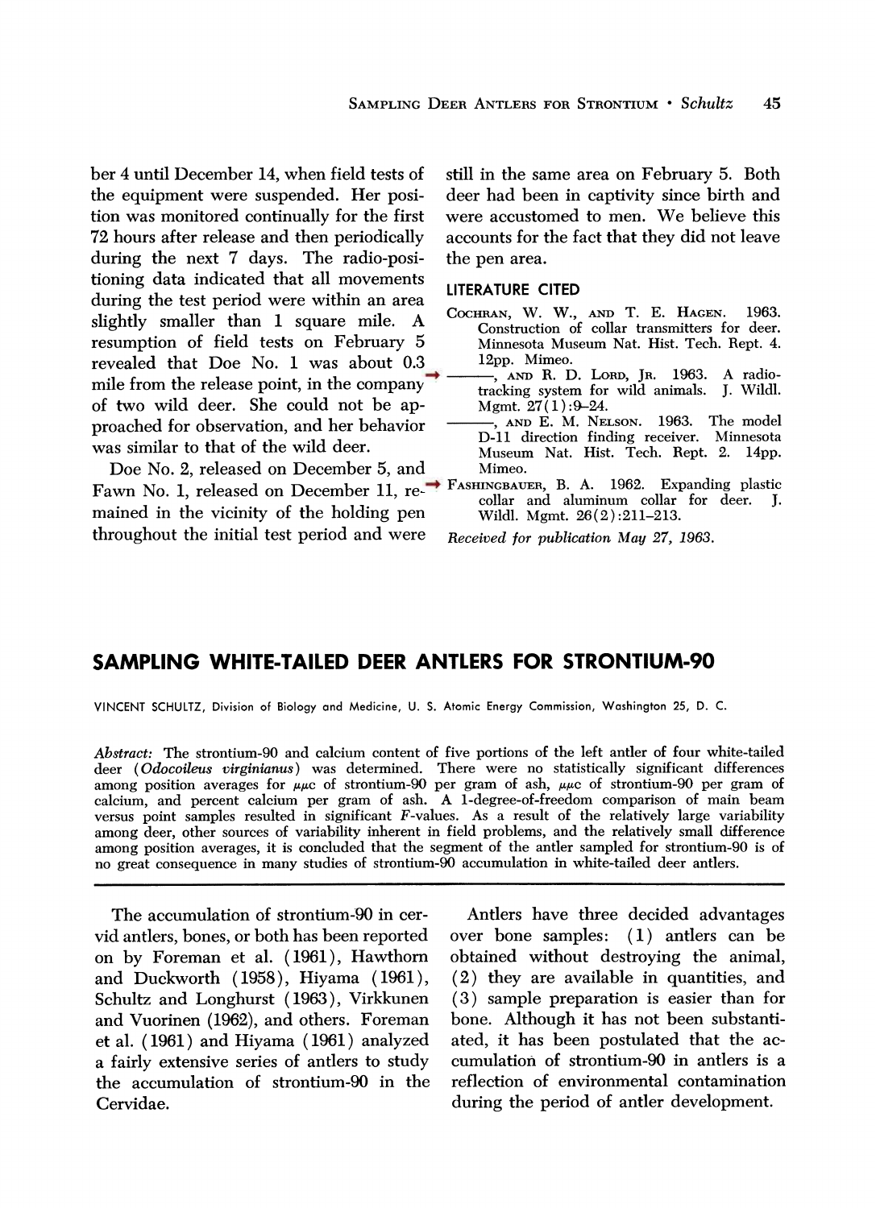ber 4 until December 14, when field tests of the equipment were suspended. Her position was monitored continually for the first 72 hours after release and then periodically during the next 7 days. The radio-positioning data indicated that all movements during the test period were within an area slightly smaller than 1 square mile. A resumption of field tests on February 5 revealed that Doe No. 1 was about 0.3 mile from the release point, in the company of two wild deer. She could not be approached for observation, and her behavior was similar to that of the wild deer.

Doe No. 2, released on December 5, and Fawn No. 1, released on December 11, remained in the vicinity of the holding pen throughout the initial test period and were still in the same area on February 5. Both deer had been in captivity since birth and were accustomed to men. We believe this accounts for the fact that they did not leave the pen area.

## LITERATURE CITED

COCHRAN, W. W., AND T. E. HAGEN. 1963. Construction of collar transmitters for deer. Minnesota Museum Nat. Hist. Tech. Rept. 4. 12pp. Mimeo.

———, AND R. D. LORD, JR. 1963. A radio-tracking system for wild animals. J. Wildl. Mgmt. 27(1):9–24.

———, AND E. M. NELSON. 1963. The model D-11 direction finding receiver. Minnesota Museum Nat. Hist. Tech. Rept. 2. 14pp. Mimeo.

FASHINGBAUER, B. A. 1962. Expanding plastic collar and aluminum collar for deer. J. Wildl. Mgmt. 26(2):211–213.

*Received for publication May 27, 1963.*

# SAMPLING WHITE-TAILED DEER ANTLERS FOR STRONTIUM-90

VINCENT SCHULTZ, Division of Biology and Medicine, U. S. Atomic Energy Commission, Washington 25, D. C.

*Abstract:* The strontium-90 and calcium content of five portions of the left antler of four white-tailed deer (*Odocoileus virginianus*) was determined. There were no statistically significant differences among position averages for $\mu\mu c$ of strontium-90 per gram of ash, $\mu\mu c$ of strontium-90 per gram of calcium, and percent calcium per gram of ash. A 1-degree-of-freedom comparison of main beam versus point samples resulted in significant $F$-values. As a result of the relatively large variability among deer, other sources of variability inherent in field problems, and the relatively small difference among position averages, it is concluded that the segment of the antler sampled for strontium-90 is of no great consequence in many studies of strontium-90 accumulation in white-tailed deer antlers.

The accumulation of strontium-90 in cervid antlers, bones, or both has been reported on by Foreman et al. (1961), Hawthorn and Duckworth (1958), Hiyama (1961), Schultz and Longhurst (1963), Virkkunen and Vuorinen (1962), and others. Foreman et al. (1961) and Hiyama (1961) analyzed a fairly extensive series of antlers to study the accumulation of strontium-90 in the Cervidae.

Antlers have three decided advantages over bone samples: (1) antlers can be obtained without destroying the animal, (2) they are available in quantities, and (3) sample preparation is easier than for bone. Although it has not been substantiated, it has been postulated that the accumulation of strontium-90 in antlers is a reflection of environmental contamination during the period of antler development.